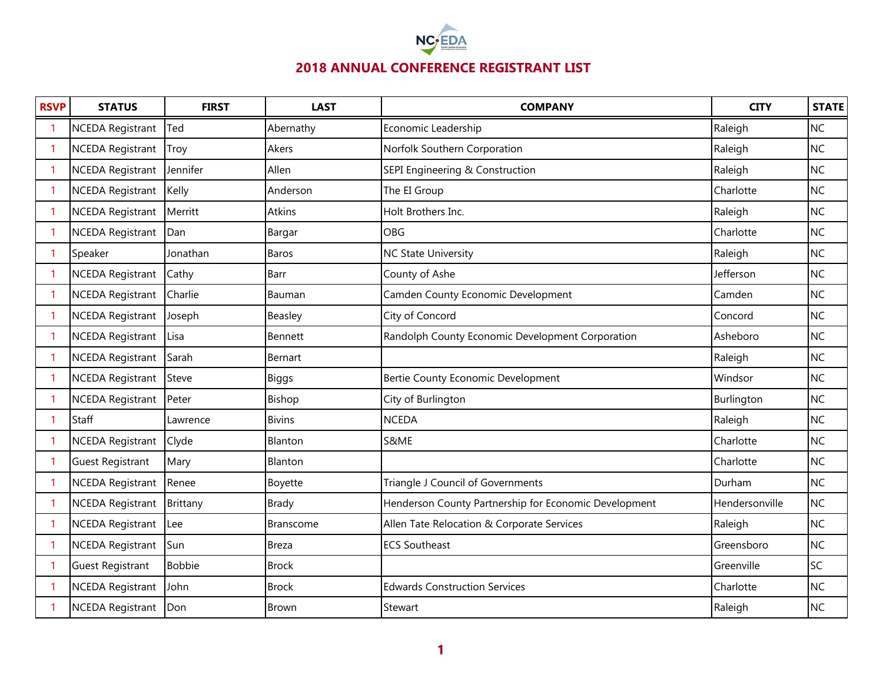# 2018 ANNUAL CONFERENCE REGISTRANT LIST

| RSVP | STATUS | FIRST | LAST | COMPANY | CITY | STATE |
|---|---|---|---|---|---|---|
| 1 | NCEDA Registrant | Ted | Abernathy | Economic Leadership | Raleigh | NC |
| 1 | NCEDA Registrant | Troy | Akers | Norfolk Southern Corporation | Raleigh | NC |
| 1 | NCEDA Registrant | Jennifer | Allen | SEPI Engineering & Construction | Raleigh | NC |
| 1 | NCEDA Registrant | Kelly | Anderson | The EI Group | Charlotte | NC |
| 1 | NCEDA Registrant | Merritt | Atkins | Holt Brothers Inc. | Raleigh | NC |
| 1 | NCEDA Registrant | Dan | Bargar | OBG | Charlotte | NC |
| 1 | Speaker | Jonathan | Baros | NC State University | Raleigh | NC |
| 1 | NCEDA Registrant | Cathy | Barr | County of Ashe | Jefferson | NC |
| 1 | NCEDA Registrant | Charlie | Bauman | Camden County Economic Development | Camden | NC |
| 1 | NCEDA Registrant | Joseph | Beasley | City of Concord | Concord | NC |
| 1 | NCEDA Registrant | Lisa | Bennett | Randolph County Economic Development Corporation | Asheboro | NC |
| 1 | NCEDA Registrant | Sarah | Bernart | | Raleigh | NC |
| 1 | NCEDA Registrant | Steve | Biggs | Bertie County Economic Development | Windsor | NC |
| 1 | NCEDA Registrant | Peter | Bishop | City of Burlington | Burlington | NC |
| 1 | Staff | Lawrence | Bivins | NCEDA | Raleigh | NC |
| 1 | NCEDA Registrant | Clyde | Blanton | S&ME | Charlotte | NC |
| 1 | Guest Registrant | Mary | Blanton | | Charlotte | NC |
| 1 | NCEDA Registrant | Renee | Boyette | Triangle J Council of Governments | Durham | NC |
| 1 | NCEDA Registrant | Brittany | Brady | Henderson County Partnership for Economic Development | Hendersonville | NC |
| 1 | NCEDA Registrant | Lee | Branscome | Allen Tate Relocation & Corporate Services | Raleigh | NC |
| 1 | NCEDA Registrant | Sun | Breza | ECS Southeast | Greensboro | NC |
| 1 | Guest Registrant | Bobbie | Brock | | Greenville | SC |
| 1 | NCEDA Registrant | John | Brock | Edwards Construction Services | Charlotte | NC |
| 1 | NCEDA Registrant | Don | Brown | Stewart | Raleigh | NC |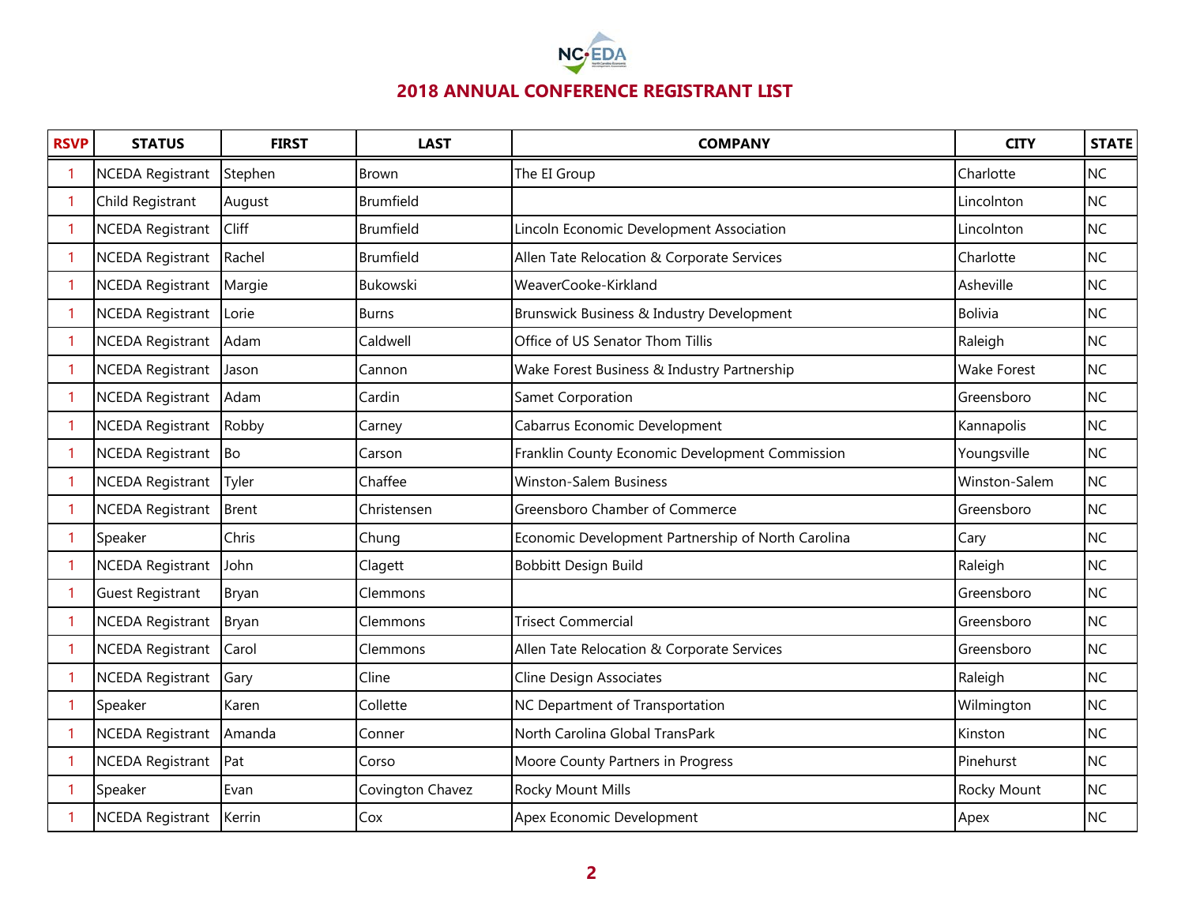## 2018 ANNUAL CONFERENCE REGISTRANT LIST

| RSVP | STATUS | FIRST | LAST | COMPANY | CITY | STATE |
|---|---|---|---|---|---|---|
| 1 | NCEDA Registrant | Stephen | Brown | The EI Group | Charlotte | NC |
| 1 | Child Registrant | August | Brumfield | | Lincolnton | NC |
| 1 | NCEDA Registrant | Cliff | Brumfield | Lincoln Economic Development Association | Lincolnton | NC |
| 1 | NCEDA Registrant | Rachel | Brumfield | Allen Tate Relocation & Corporate Services | Charlotte | NC |
| 1 | NCEDA Registrant | Margie | Bukowski | WeaverCooke-Kirkland | Asheville | NC |
| 1 | NCEDA Registrant | Lorie | Burns | Brunswick Business & Industry Development | Bolivia | NC |
| 1 | NCEDA Registrant | Adam | Caldwell | Office of US Senator Thom Tillis | Raleigh | NC |
| 1 | NCEDA Registrant | Jason | Cannon | Wake Forest Business & Industry Partnership | Wake Forest | NC |
| 1 | NCEDA Registrant | Adam | Cardin | Samet Corporation | Greensboro | NC |
| 1 | NCEDA Registrant | Robby | Carney | Cabarrus Economic Development | Kannapolis | NC |
| 1 | NCEDA Registrant | Bo | Carson | Franklin County Economic Development Commission | Youngsville | NC |
| 1 | NCEDA Registrant | Tyler | Chaffee | Winston-Salem Business | Winston-Salem | NC |
| 1 | NCEDA Registrant | Brent | Christensen | Greensboro Chamber of Commerce | Greensboro | NC |
| 1 | Speaker | Chris | Chung | Economic Development Partnership of North Carolina | Cary | NC |
| 1 | NCEDA Registrant | John | Clagett | Bobbitt Design Build | Raleigh | NC |
| 1 | Guest Registrant | Bryan | Clemmons | | Greensboro | NC |
| 1 | NCEDA Registrant | Bryan | Clemmons | Trisect Commercial | Greensboro | NC |
| 1 | NCEDA Registrant | Carol | Clemmons | Allen Tate Relocation & Corporate Services | Greensboro | NC |
| 1 | NCEDA Registrant | Gary | Cline | Cline Design Associates | Raleigh | NC |
| 1 | Speaker | Karen | Collette | NC Department of Transportation | Wilmington | NC |
| 1 | NCEDA Registrant | Amanda | Conner | North Carolina Global TransPark | Kinston | NC |
| 1 | NCEDA Registrant | Pat | Corso | Moore County Partners in Progress | Pinehurst | NC |
| 1 | Speaker | Evan | Covington Chavez | Rocky Mount Mills | Rocky Mount | NC |
| 1 | NCEDA Registrant | Kerrin | Cox | Apex Economic Development | Apex | NC |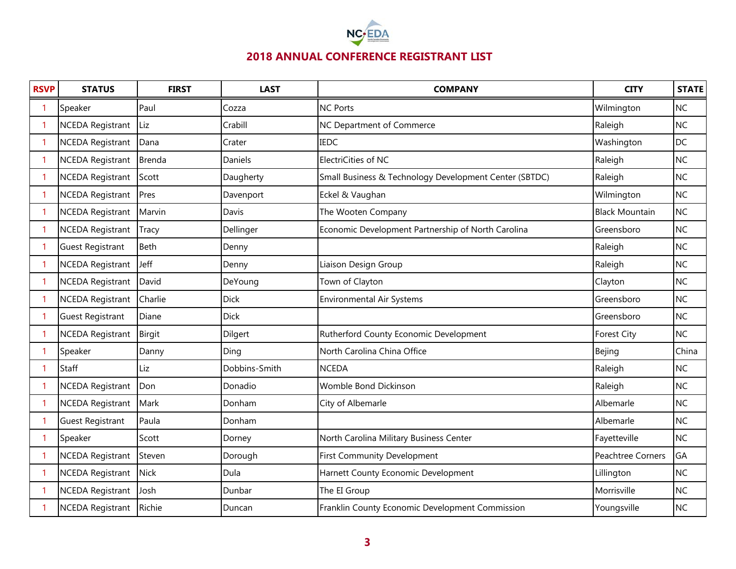## 2018 ANNUAL CONFERENCE REGISTRANT LIST

| RSVP | STATUS | FIRST | LAST | COMPANY | CITY | STATE |
|---|---|---|---|---|---|---|
| 1 | Speaker | Paul | Cozza | NC Ports | Wilmington | NC |
| 1 | NCEDA Registrant | Liz | Crabill | NC Department of Commerce | Raleigh | NC |
| 1 | NCEDA Registrant | Dana | Crater | IEDC | Washington | DC |
| 1 | NCEDA Registrant | Brenda | Daniels | ElectriCities of NC | Raleigh | NC |
| 1 | NCEDA Registrant | Scott | Daugherty | Small Business & Technology Development Center (SBTDC) | Raleigh | NC |
| 1 | NCEDA Registrant | Pres | Davenport | Eckel & Vaughan | Wilmington | NC |
| 1 | NCEDA Registrant | Marvin | Davis | The Wooten Company | Black Mountain | NC |
| 1 | NCEDA Registrant | Tracy | Dellinger | Economic Development Partnership of North Carolina | Greensboro | NC |
| 1 | Guest Registrant | Beth | Denny | | Raleigh | NC |
| 1 | NCEDA Registrant | Jeff | Denny | Liaison Design Group | Raleigh | NC |
| 1 | NCEDA Registrant | David | DeYoung | Town of Clayton | Clayton | NC |
| 1 | NCEDA Registrant | Charlie | Dick | Environmental Air Systems | Greensboro | NC |
| 1 | Guest Registrant | Diane | Dick | | Greensboro | NC |
| 1 | NCEDA Registrant | Birgit | Dilgert | Rutherford County Economic Development | Forest City | NC |
| 1 | Speaker | Danny | Ding | North Carolina China Office | Bejing | China |
| 1 | Staff | Liz | Dobbins-Smith | NCEDA | Raleigh | NC |
| 1 | NCEDA Registrant | Don | Donadio | Womble Bond Dickinson | Raleigh | NC |
| 1 | NCEDA Registrant | Mark | Donham | City of Albemarle | Albemarle | NC |
| 1 | Guest Registrant | Paula | Donham | | Albemarle | NC |
| 1 | Speaker | Scott | Dorney | North Carolina Military Business Center | Fayetteville | NC |
| 1 | NCEDA Registrant | Steven | Dorough | First Community Development | Peachtree Corners | GA |
| 1 | NCEDA Registrant | Nick | Dula | Harnett County Economic Development | Lillington | NC |
| 1 | NCEDA Registrant | Josh | Dunbar | The EI Group | Morrisville | NC |
| 1 | NCEDA Registrant | Richie | Duncan | Franklin County Economic Development Commission | Youngsville | NC |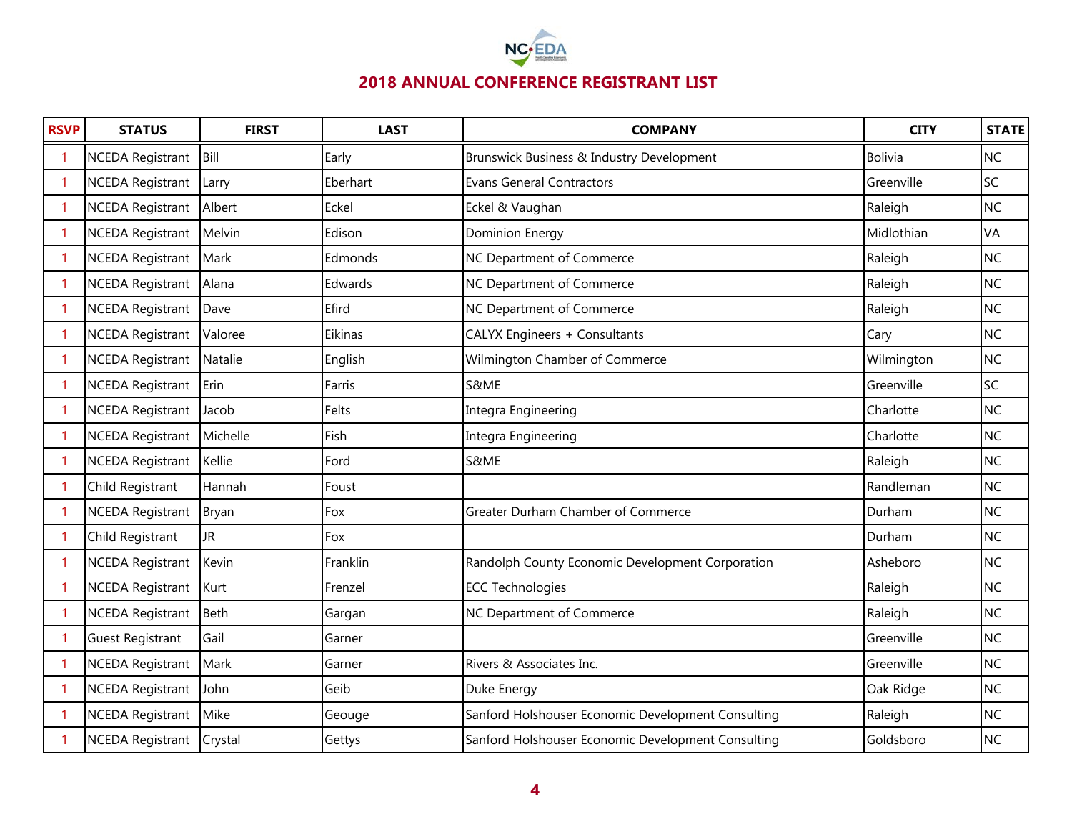## 2018 ANNUAL CONFERENCE REGISTRANT LIST

| RSVP | STATUS | FIRST | LAST | COMPANY | CITY | STATE |
|---|---|---|---|---|---|---|
| 1 | NCEDA Registrant | Bill | Early | Brunswick Business & Industry Development | Bolivia | NC |
| 1 | NCEDA Registrant | Larry | Eberhart | Evans General Contractors | Greenville | SC |
| 1 | NCEDA Registrant | Albert | Eckel | Eckel & Vaughan | Raleigh | NC |
| 1 | NCEDA Registrant | Melvin | Edison | Dominion Energy | Midlothian | VA |
| 1 | NCEDA Registrant | Mark | Edmonds | NC Department of Commerce | Raleigh | NC |
| 1 | NCEDA Registrant | Alana | Edwards | NC Department of Commerce | Raleigh | NC |
| 1 | NCEDA Registrant | Dave | Efird | NC Department of Commerce | Raleigh | NC |
| 1 | NCEDA Registrant | Valoree | Eikinas | CALYX Engineers + Consultants | Cary | NC |
| 1 | NCEDA Registrant | Natalie | English | Wilmington Chamber of Commerce | Wilmington | NC |
| 1 | NCEDA Registrant | Erin | Farris | S&ME | Greenville | SC |
| 1 | NCEDA Registrant | Jacob | Felts | Integra Engineering | Charlotte | NC |
| 1 | NCEDA Registrant | Michelle | Fish | Integra Engineering | Charlotte | NC |
| 1 | NCEDA Registrant | Kellie | Ford | S&ME | Raleigh | NC |
| 1 | Child Registrant | Hannah | Foust | | Randleman | NC |
| 1 | NCEDA Registrant | Bryan | Fox | Greater Durham Chamber of Commerce | Durham | NC |
| 1 | Child Registrant | JR | Fox | | Durham | NC |
| 1 | NCEDA Registrant | Kevin | Franklin | Randolph County Economic Development Corporation | Asheboro | NC |
| 1 | NCEDA Registrant | Kurt | Frenzel | ECC Technologies | Raleigh | NC |
| 1 | NCEDA Registrant | Beth | Gargan | NC Department of Commerce | Raleigh | NC |
| 1 | Guest Registrant | Gail | Garner | | Greenville | NC |
| 1 | NCEDA Registrant | Mark | Garner | Rivers & Associates Inc. | Greenville | NC |
| 1 | NCEDA Registrant | John | Geib | Duke Energy | Oak Ridge | NC |
| 1 | NCEDA Registrant | Mike | Geouge | Sanford Holshouser Economic Development Consulting | Raleigh | NC |
| 1 | NCEDA Registrant | Crystal | Gettys | Sanford Holshouser Economic Development Consulting | Goldsboro | NC |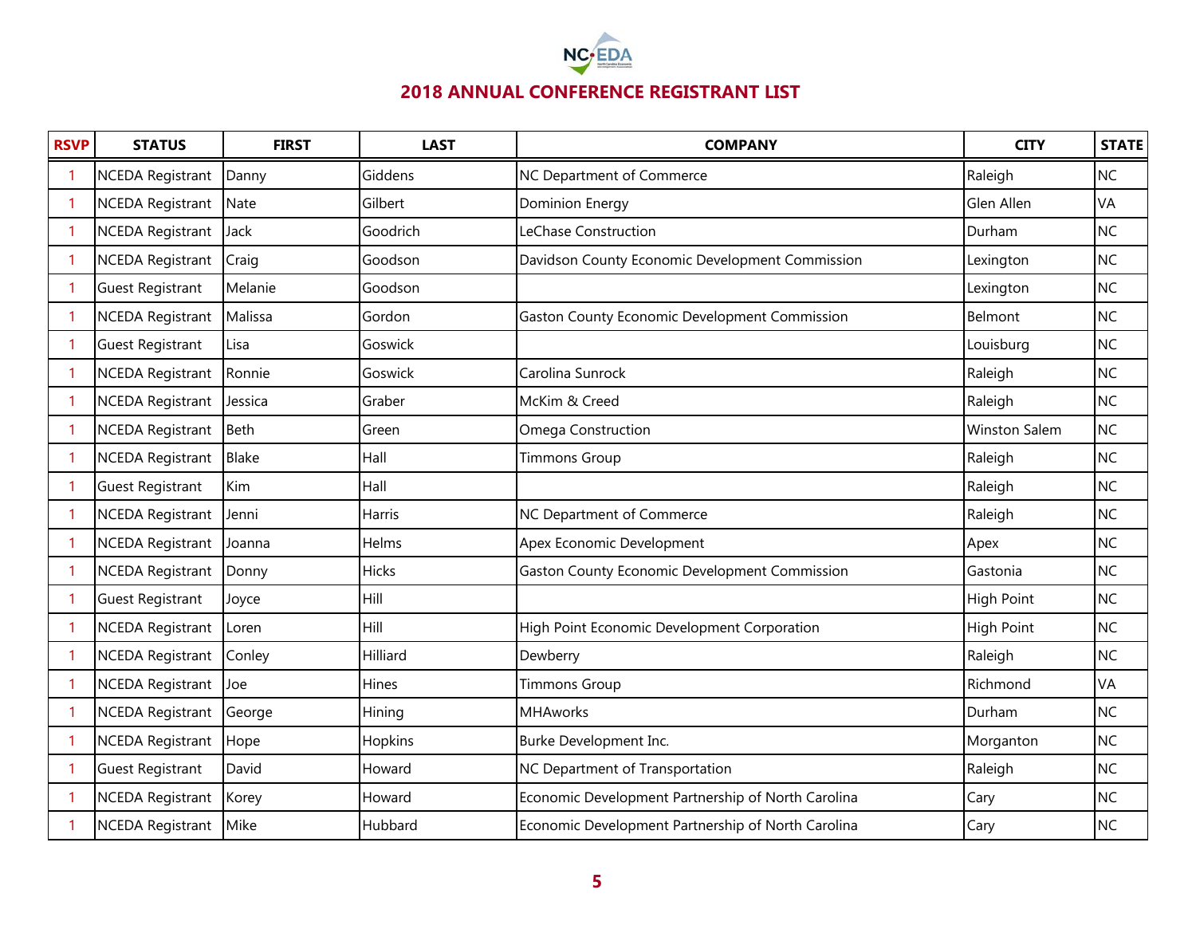## 2018 ANNUAL CONFERENCE REGISTRANT LIST

| RSVP | STATUS | FIRST | LAST | COMPANY | CITY | STATE |
|---|---|---|---|---|---|---|
| 1 | NCEDA Registrant | Danny | Giddens | NC Department of Commerce | Raleigh | NC |
| 1 | NCEDA Registrant | Nate | Gilbert | Dominion Energy | Glen Allen | VA |
| 1 | NCEDA Registrant | Jack | Goodrich | LeChase Construction | Durham | NC |
| 1 | NCEDA Registrant | Craig | Goodson | Davidson County Economic Development Commission | Lexington | NC |
| 1 | Guest Registrant | Melanie | Goodson | | Lexington | NC |
| 1 | NCEDA Registrant | Malissa | Gordon | Gaston County Economic Development Commission | Belmont | NC |
| 1 | Guest Registrant | Lisa | Goswick | | Louisburg | NC |
| 1 | NCEDA Registrant | Ronnie | Goswick | Carolina Sunrock | Raleigh | NC |
| 1 | NCEDA Registrant | Jessica | Graber | McKim & Creed | Raleigh | NC |
| 1 | NCEDA Registrant | Beth | Green | Omega Construction | Winston Salem | NC |
| 1 | NCEDA Registrant | Blake | Hall | Timmons Group | Raleigh | NC |
| 1 | Guest Registrant | Kim | Hall | | Raleigh | NC |
| 1 | NCEDA Registrant | Jenni | Harris | NC Department of Commerce | Raleigh | NC |
| 1 | NCEDA Registrant | Joanna | Helms | Apex Economic Development | Apex | NC |
| 1 | NCEDA Registrant | Donny | Hicks | Gaston County Economic Development Commission | Gastonia | NC |
| 1 | Guest Registrant | Joyce | Hill | | High Point | NC |
| 1 | NCEDA Registrant | Loren | Hill | High Point Economic Development Corporation | High Point | NC |
| 1 | NCEDA Registrant | Conley | Hilliard | Dewberry | Raleigh | NC |
| 1 | NCEDA Registrant | Joe | Hines | Timmons Group | Richmond | VA |
| 1 | NCEDA Registrant | George | Hining | MHAworks | Durham | NC |
| 1 | NCEDA Registrant | Hope | Hopkins | Burke Development Inc. | Morganton | NC |
| 1 | Guest Registrant | David | Howard | NC Department of Transportation | Raleigh | NC |
| 1 | NCEDA Registrant | Korey | Howard | Economic Development Partnership of North Carolina | Cary | NC |
| 1 | NCEDA Registrant | Mike | Hubbard | Economic Development Partnership of North Carolina | Cary | NC |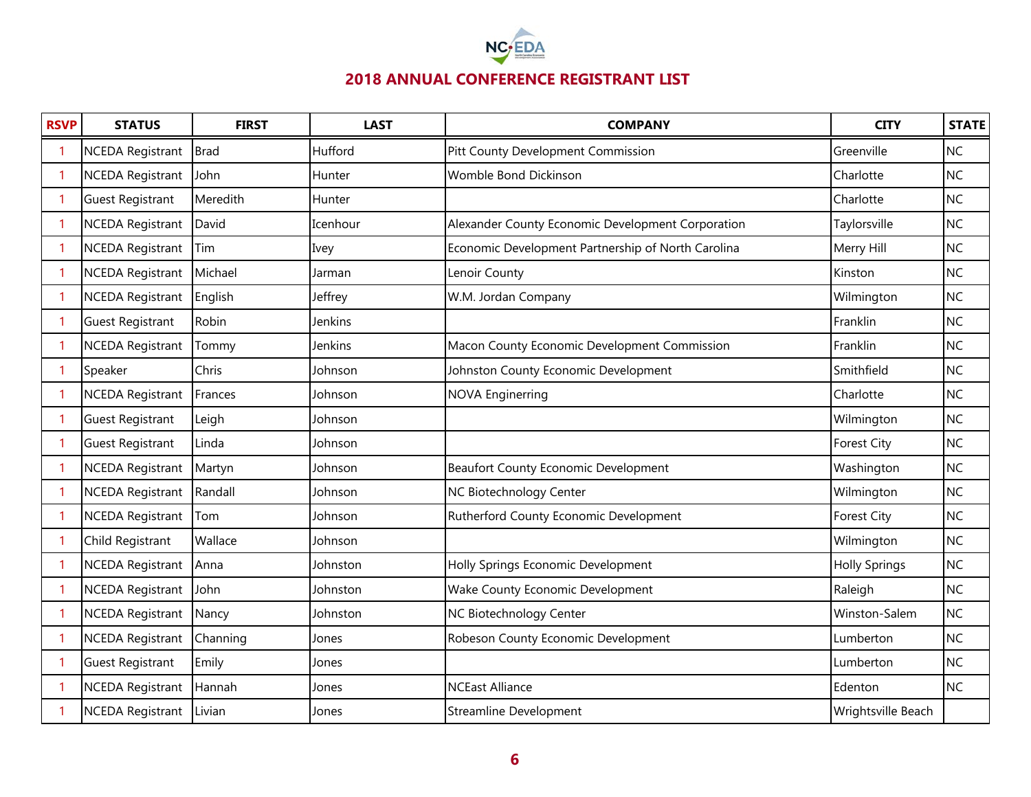# 2018 ANNUAL CONFERENCE REGISTRANT LIST

| RSVP | STATUS | FIRST | LAST | COMPANY | CITY | STATE |
|---|---|---|---|---|---|---|
| 1 | NCEDA Registrant | Brad | Hufford | Pitt County Development Commission | Greenville | NC |
| 1 | NCEDA Registrant | John | Hunter | Womble Bond Dickinson | Charlotte | NC |
| 1 | Guest Registrant | Meredith | Hunter | | Charlotte | NC |
| 1 | NCEDA Registrant | David | Icenhour | Alexander County Economic Development Corporation | Taylorsville | NC |
| 1 | NCEDA Registrant | Tim | Ivey | Economic Development Partnership of North Carolina | Merry Hill | NC |
| 1 | NCEDA Registrant | Michael | Jarman | Lenoir County | Kinston | NC |
| 1 | NCEDA Registrant | English | Jeffrey | W.M. Jordan Company | Wilmington | NC |
| 1 | Guest Registrant | Robin | Jenkins | | Franklin | NC |
| 1 | NCEDA Registrant | Tommy | Jenkins | Macon County Economic Development Commission | Franklin | NC |
| 1 | Speaker | Chris | Johnson | Johnston County Economic Development | Smithfield | NC |
| 1 | NCEDA Registrant | Frances | Johnson | NOVA Enginerring | Charlotte | NC |
| 1 | Guest Registrant | Leigh | Johnson | | Wilmington | NC |
| 1 | Guest Registrant | Linda | Johnson | | Forest City | NC |
| 1 | NCEDA Registrant | Martyn | Johnson | Beaufort County Economic Development | Washington | NC |
| 1 | NCEDA Registrant | Randall | Johnson | NC Biotechnology Center | Wilmington | NC |
| 1 | NCEDA Registrant | Tom | Johnson | Rutherford County Economic Development | Forest City | NC |
| 1 | Child Registrant | Wallace | Johnson | | Wilmington | NC |
| 1 | NCEDA Registrant | Anna | Johnston | Holly Springs Economic Development | Holly Springs | NC |
| 1 | NCEDA Registrant | John | Johnston | Wake County Economic Development | Raleigh | NC |
| 1 | NCEDA Registrant | Nancy | Johnston | NC Biotechnology Center | Winston-Salem | NC |
| 1 | NCEDA Registrant | Channing | Jones | Robeson County Economic Development | Lumberton | NC |
| 1 | Guest Registrant | Emily | Jones | | Lumberton | NC |
| 1 | NCEDA Registrant | Hannah | Jones | NCEast Alliance | Edenton | NC |
| 1 | NCEDA Registrant | Livian | Jones | Streamline Development | Wrightsville Beach | |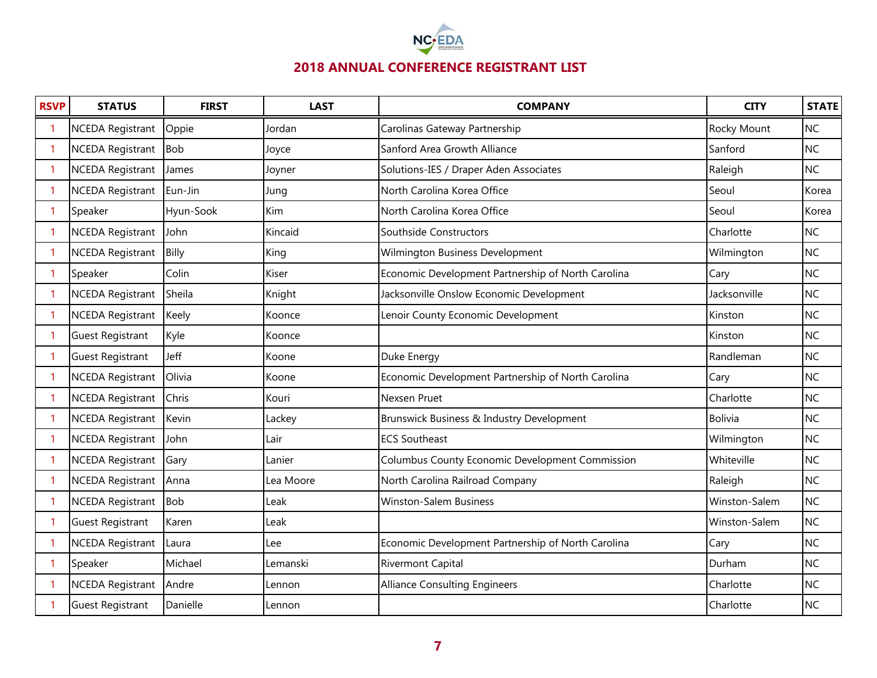## 2018 ANNUAL CONFERENCE REGISTRANT LIST

| RSVP | STATUS | FIRST | LAST | COMPANY | CITY | STATE |
|---|---|---|---|---|---|---|
| 1 | NCEDA Registrant | Oppie | Jordan | Carolinas Gateway Partnership | Rocky Mount | NC |
| 1 | NCEDA Registrant | Bob | Joyce | Sanford Area Growth Alliance | Sanford | NC |
| 1 | NCEDA Registrant | James | Joyner | Solutions-IES / Draper Aden Associates | Raleigh | NC |
| 1 | NCEDA Registrant | Eun-Jin | Jung | North Carolina Korea Office | Seoul | Korea |
| 1 | Speaker | Hyun-Sook | Kim | North Carolina Korea Office | Seoul | Korea |
| 1 | NCEDA Registrant | John | Kincaid | Southside Constructors | Charlotte | NC |
| 1 | NCEDA Registrant | Billy | King | Wilmington Business Development | Wilmington | NC |
| 1 | Speaker | Colin | Kiser | Economic Development Partnership of North Carolina | Cary | NC |
| 1 | NCEDA Registrant | Sheila | Knight | Jacksonville Onslow Economic Development | Jacksonville | NC |
| 1 | NCEDA Registrant | Keely | Koonce | Lenoir County Economic Development | Kinston | NC |
| 1 | Guest Registrant | Kyle | Koonce | | Kinston | NC |
| 1 | Guest Registrant | Jeff | Koone | Duke Energy | Randleman | NC |
| 1 | NCEDA Registrant | Olivia | Koone | Economic Development Partnership of North Carolina | Cary | NC |
| 1 | NCEDA Registrant | Chris | Kouri | Nexsen Pruet | Charlotte | NC |
| 1 | NCEDA Registrant | Kevin | Lackey | Brunswick Business & Industry Development | Bolivia | NC |
| 1 | NCEDA Registrant | John | Lair | ECS Southeast | Wilmington | NC |
| 1 | NCEDA Registrant | Gary | Lanier | Columbus County Economic Development Commission | Whiteville | NC |
| 1 | NCEDA Registrant | Anna | Lea Moore | North Carolina Railroad Company | Raleigh | NC |
| 1 | NCEDA Registrant | Bob | Leak | Winston-Salem Business | Winston-Salem | NC |
| 1 | Guest Registrant | Karen | Leak | | Winston-Salem | NC |
| 1 | NCEDA Registrant | Laura | Lee | Economic Development Partnership of North Carolina | Cary | NC |
| 1 | Speaker | Michael | Lemanski | Rivermont Capital | Durham | NC |
| 1 | NCEDA Registrant | Andre | Lennon | Alliance Consulting Engineers | Charlotte | NC |
| 1 | Guest Registrant | Danielle | Lennon | | Charlotte | NC |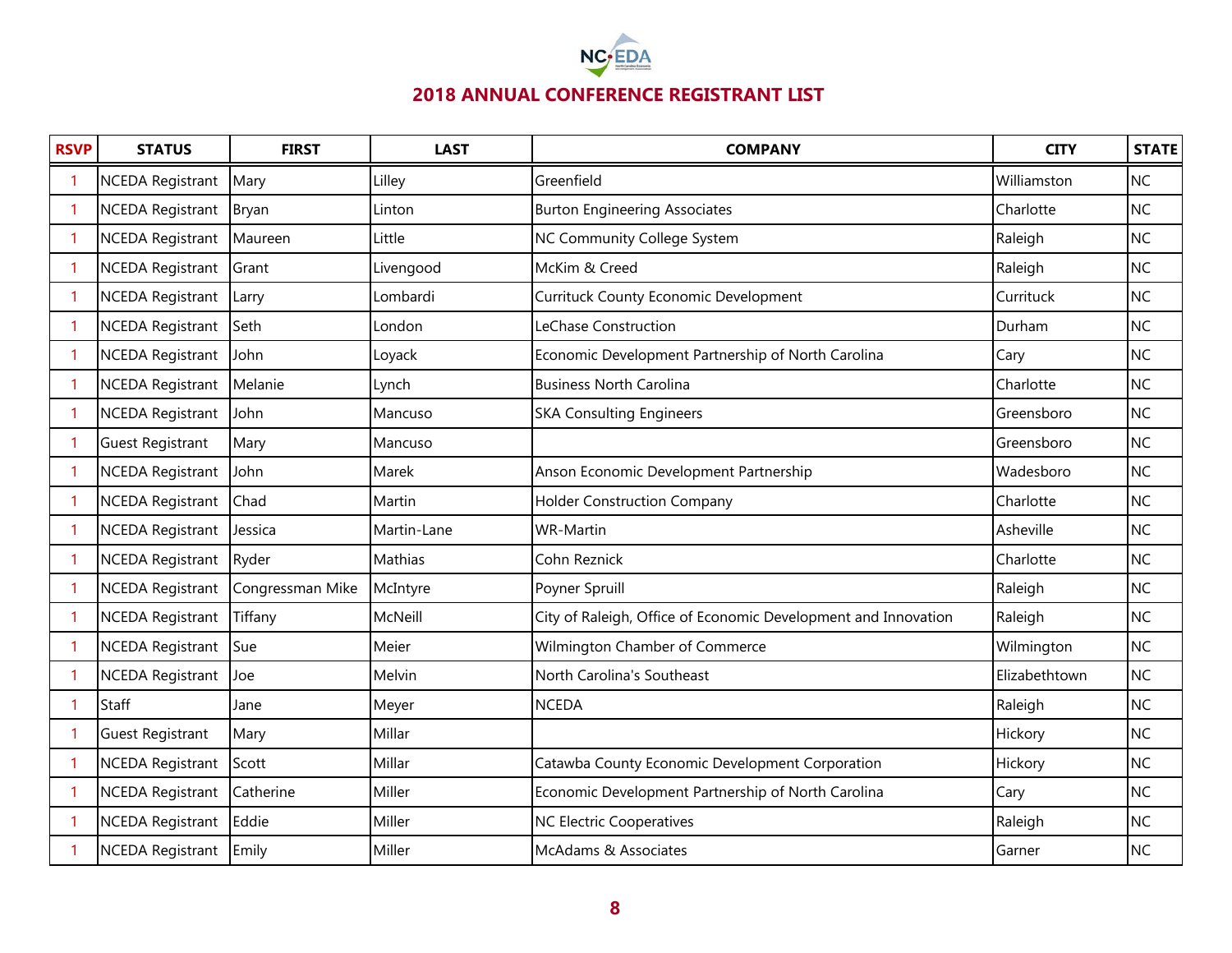## 2018 ANNUAL CONFERENCE REGISTRANT LIST

| RSVP | STATUS | FIRST | LAST | COMPANY | CITY | STATE |
|---|---|---|---|---|---|---|
| 1 | NCEDA Registrant | Mary | Lilley | Greenfield | Williamston | NC |
| 1 | NCEDA Registrant | Bryan | Linton | Burton Engineering Associates | Charlotte | NC |
| 1 | NCEDA Registrant | Maureen | Little | NC Community College System | Raleigh | NC |
| 1 | NCEDA Registrant | Grant | Livengood | McKim & Creed | Raleigh | NC |
| 1 | NCEDA Registrant | Larry | Lombardi | Currituck County Economic Development | Currituck | NC |
| 1 | NCEDA Registrant | Seth | London | LeChase Construction | Durham | NC |
| 1 | NCEDA Registrant | John | Loyack | Economic Development Partnership of North Carolina | Cary | NC |
| 1 | NCEDA Registrant | Melanie | Lynch | Business North Carolina | Charlotte | NC |
| 1 | NCEDA Registrant | John | Mancuso | SKA Consulting Engineers | Greensboro | NC |
| 1 | Guest Registrant | Mary | Mancuso | | Greensboro | NC |
| 1 | NCEDA Registrant | John | Marek | Anson Economic Development Partnership | Wadesboro | NC |
| 1 | NCEDA Registrant | Chad | Martin | Holder Construction Company | Charlotte | NC |
| 1 | NCEDA Registrant | Jessica | Martin-Lane | WR-Martin | Asheville | NC |
| 1 | NCEDA Registrant | Ryder | Mathias | Cohn Reznick | Charlotte | NC |
| 1 | NCEDA Registrant | Congressman Mike | McIntyre | Poyner Spruill | Raleigh | NC |
| 1 | NCEDA Registrant | Tiffany | McNeill | City of Raleigh, Office of Economic Development and Innovation | Raleigh | NC |
| 1 | NCEDA Registrant | Sue | Meier | Wilmington Chamber of Commerce | Wilmington | NC |
| 1 | NCEDA Registrant | Joe | Melvin | North Carolina's Southeast | Elizabethtown | NC |
| 1 | Staff | Jane | Meyer | NCEDA | Raleigh | NC |
| 1 | Guest Registrant | Mary | Millar | | Hickory | NC |
| 1 | NCEDA Registrant | Scott | Millar | Catawba County Economic Development Corporation | Hickory | NC |
| 1 | NCEDA Registrant | Catherine | Miller | Economic Development Partnership of North Carolina | Cary | NC |
| 1 | NCEDA Registrant | Eddie | Miller | NC Electric Cooperatives | Raleigh | NC |
| 1 | NCEDA Registrant | Emily | Miller | McAdams & Associates | Garner | NC |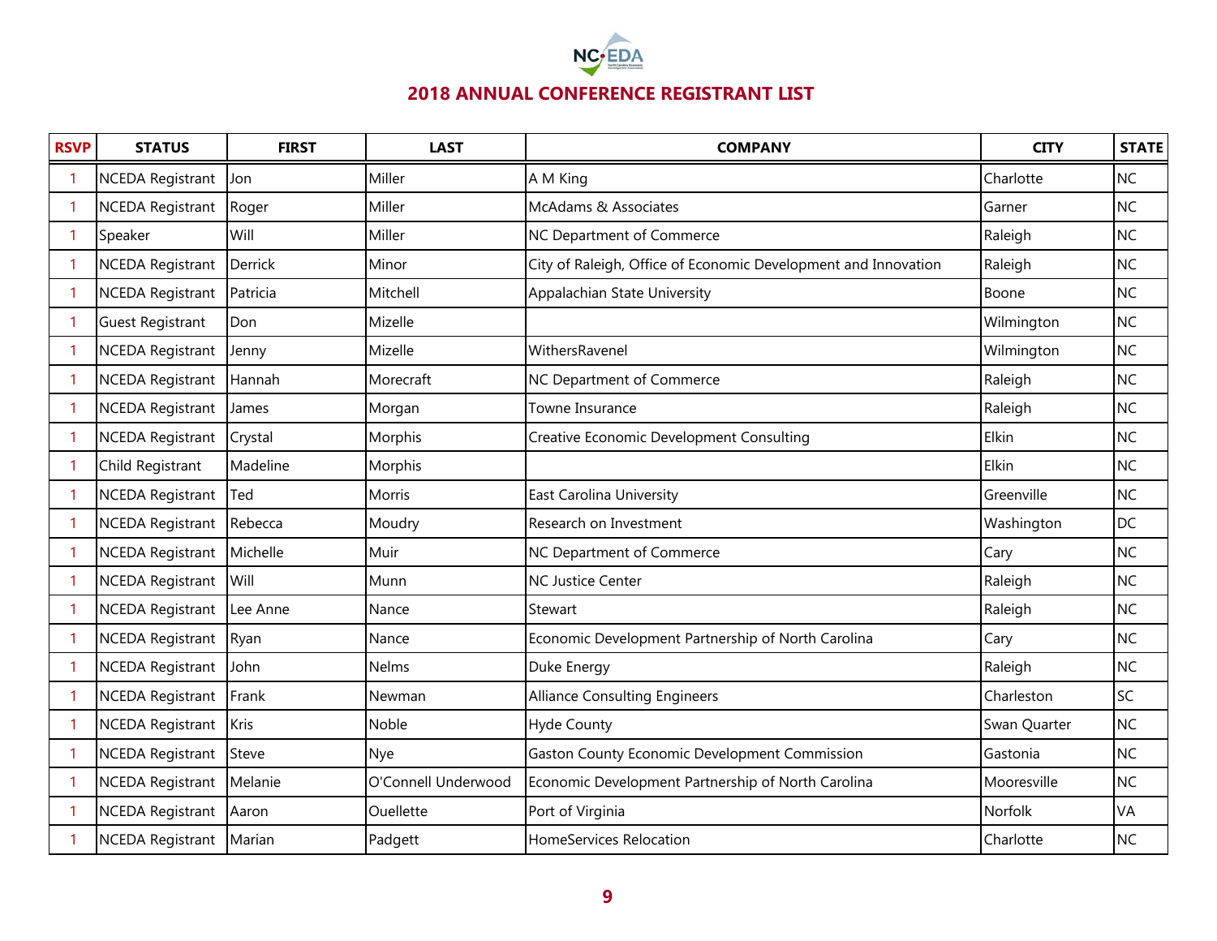## 2018 ANNUAL CONFERENCE REGISTRANT LIST

| RSVP | STATUS | FIRST | LAST | COMPANY | CITY | STATE |
|---|---|---|---|---|---|---|
| 1 | NCEDA Registrant | Jon | Miller | A M King | Charlotte | NC |
| 1 | NCEDA Registrant | Roger | Miller | McAdams & Associates | Garner | NC |
| 1 | Speaker | Will | Miller | NC Department of Commerce | Raleigh | NC |
| 1 | NCEDA Registrant | Derrick | Minor | City of Raleigh, Office of Economic Development and Innovation | Raleigh | NC |
| 1 | NCEDA Registrant | Patricia | Mitchell | Appalachian State University | Boone | NC |
| 1 | Guest Registrant | Don | Mizelle | | Wilmington | NC |
| 1 | NCEDA Registrant | Jenny | Mizelle | WithersRavenel | Wilmington | NC |
| 1 | NCEDA Registrant | Hannah | Morecraft | NC Department of Commerce | Raleigh | NC |
| 1 | NCEDA Registrant | James | Morgan | Towne Insurance | Raleigh | NC |
| 1 | NCEDA Registrant | Crystal | Morphis | Creative Economic Development Consulting | Elkin | NC |
| 1 | Child Registrant | Madeline | Morphis | | Elkin | NC |
| 1 | NCEDA Registrant | Ted | Morris | East Carolina University | Greenville | NC |
| 1 | NCEDA Registrant | Rebecca | Moudry | Research on Investment | Washington | DC |
| 1 | NCEDA Registrant | Michelle | Muir | NC Department of Commerce | Cary | NC |
| 1 | NCEDA Registrant | Will | Munn | NC Justice Center | Raleigh | NC |
| 1 | NCEDA Registrant | Lee Anne | Nance | Stewart | Raleigh | NC |
| 1 | NCEDA Registrant | Ryan | Nance | Economic Development Partnership of North Carolina | Cary | NC |
| 1 | NCEDA Registrant | John | Nelms | Duke Energy | Raleigh | NC |
| 1 | NCEDA Registrant | Frank | Newman | Alliance Consulting Engineers | Charleston | SC |
| 1 | NCEDA Registrant | Kris | Noble | Hyde County | Swan Quarter | NC |
| 1 | NCEDA Registrant | Steve | Nye | Gaston County Economic Development Commission | Gastonia | NC |
| 1 | NCEDA Registrant | Melanie | O'Connell Underwood | Economic Development Partnership of North Carolina | Mooresville | NC |
| 1 | NCEDA Registrant | Aaron | Ouellette | Port of Virginia | Norfolk | VA |
| 1 | NCEDA Registrant | Marian | Padgett | HomeServices Relocation | Charlotte | NC |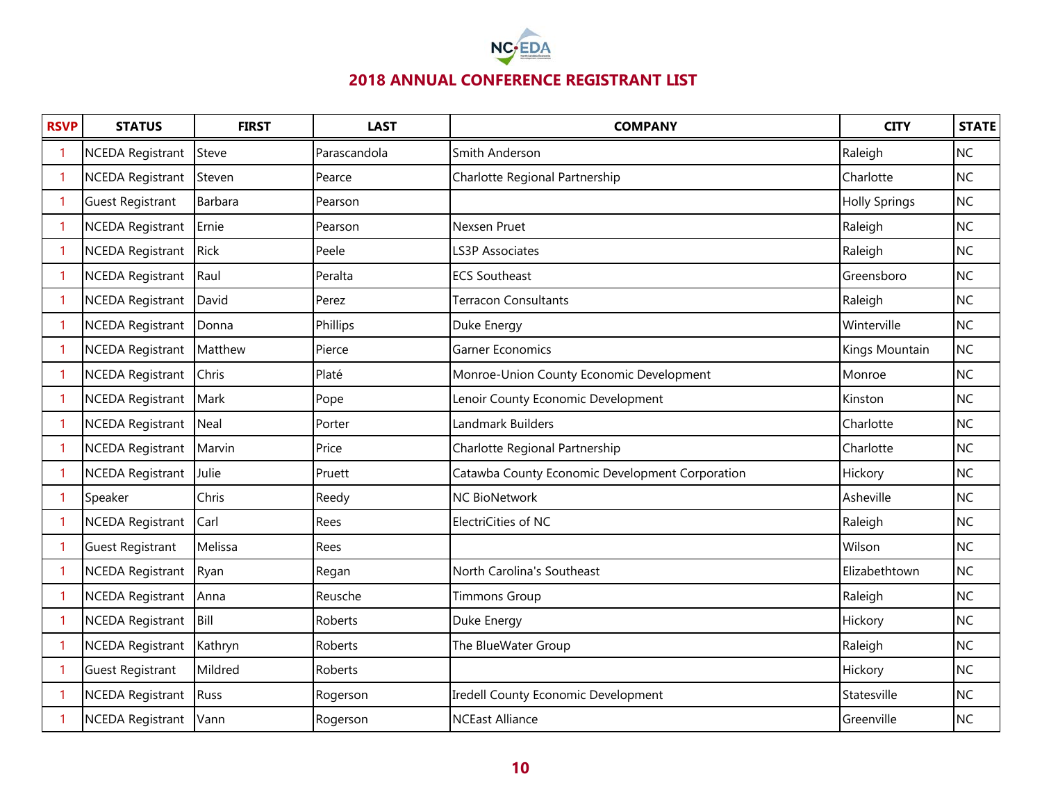## 2018 ANNUAL CONFERENCE REGISTRANT LIST

| RSVP | STATUS | FIRST | LAST | COMPANY | CITY | STATE |
|---|---|---|---|---|---|---|
| 1 | NCEDA Registrant | Steve | Parascandola | Smith Anderson | Raleigh | NC |
| 1 | NCEDA Registrant | Steven | Pearce | Charlotte Regional Partnership | Charlotte | NC |
| 1 | Guest Registrant | Barbara | Pearson | | Holly Springs | NC |
| 1 | NCEDA Registrant | Ernie | Pearson | Nexsen Pruet | Raleigh | NC |
| 1 | NCEDA Registrant | Rick | Peele | LS3P Associates | Raleigh | NC |
| 1 | NCEDA Registrant | Raul | Peralta | ECS Southeast | Greensboro | NC |
| 1 | NCEDA Registrant | David | Perez | Terracon Consultants | Raleigh | NC |
| 1 | NCEDA Registrant | Donna | Phillips | Duke Energy | Winterville | NC |
| 1 | NCEDA Registrant | Matthew | Pierce | Garner Economics | Kings Mountain | NC |
| 1 | NCEDA Registrant | Chris | Platé | Monroe-Union County Economic Development | Monroe | NC |
| 1 | NCEDA Registrant | Mark | Pope | Lenoir County Economic Development | Kinston | NC |
| 1 | NCEDA Registrant | Neal | Porter | Landmark Builders | Charlotte | NC |
| 1 | NCEDA Registrant | Marvin | Price | Charlotte Regional Partnership | Charlotte | NC |
| 1 | NCEDA Registrant | Julie | Pruett | Catawba County Economic Development Corporation | Hickory | NC |
| 1 | Speaker | Chris | Reedy | NC BioNetwork | Asheville | NC |
| 1 | NCEDA Registrant | Carl | Rees | ElectriCities of NC | Raleigh | NC |
| 1 | Guest Registrant | Melissa | Rees | | Wilson | NC |
| 1 | NCEDA Registrant | Ryan | Regan | North Carolina's Southeast | Elizabethtown | NC |
| 1 | NCEDA Registrant | Anna | Reusche | Timmons Group | Raleigh | NC |
| 1 | NCEDA Registrant | Bill | Roberts | Duke Energy | Hickory | NC |
| 1 | NCEDA Registrant | Kathryn | Roberts | The BlueWater Group | Raleigh | NC |
| 1 | Guest Registrant | Mildred | Roberts | | Hickory | NC |
| 1 | NCEDA Registrant | Russ | Rogerson | Iredell County Economic Development | Statesville | NC |
| 1 | NCEDA Registrant | Vann | Rogerson | NCEast Alliance | Greenville | NC |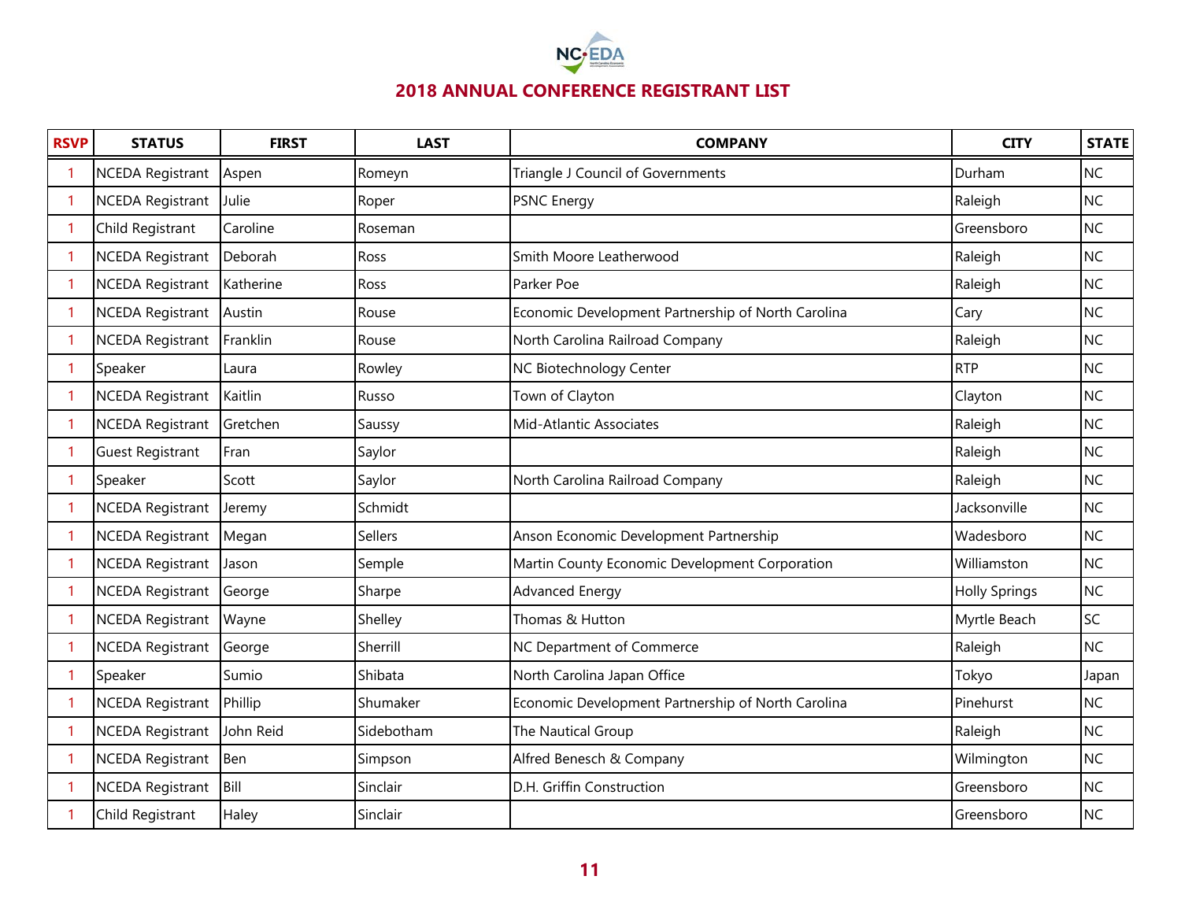## 2018 ANNUAL CONFERENCE REGISTRANT LIST

| RSVP | STATUS | FIRST | LAST | COMPANY | CITY | STATE |
|---|---|---|---|---|---|---|
| 1 | NCEDA Registrant | Aspen | Romeyn | Triangle J Council of Governments | Durham | NC |
| 1 | NCEDA Registrant | Julie | Roper | PSNC Energy | Raleigh | NC |
| 1 | Child Registrant | Caroline | Roseman | | Greensboro | NC |
| 1 | NCEDA Registrant | Deborah | Ross | Smith Moore Leatherwood | Raleigh | NC |
| 1 | NCEDA Registrant | Katherine | Ross | Parker Poe | Raleigh | NC |
| 1 | NCEDA Registrant | Austin | Rouse | Economic Development Partnership of North Carolina | Cary | NC |
| 1 | NCEDA Registrant | Franklin | Rouse | North Carolina Railroad Company | Raleigh | NC |
| 1 | Speaker | Laura | Rowley | NC Biotechnology Center | RTP | NC |
| 1 | NCEDA Registrant | Kaitlin | Russo | Town of Clayton | Clayton | NC |
| 1 | NCEDA Registrant | Gretchen | Saussy | Mid-Atlantic Associates | Raleigh | NC |
| 1 | Guest Registrant | Fran | Saylor | | Raleigh | NC |
| 1 | Speaker | Scott | Saylor | North Carolina Railroad Company | Raleigh | NC |
| 1 | NCEDA Registrant | Jeremy | Schmidt | | Jacksonville | NC |
| 1 | NCEDA Registrant | Megan | Sellers | Anson Economic Development Partnership | Wadesboro | NC |
| 1 | NCEDA Registrant | Jason | Semple | Martin County Economic Development Corporation | Williamston | NC |
| 1 | NCEDA Registrant | George | Sharpe | Advanced Energy | Holly Springs | NC |
| 1 | NCEDA Registrant | Wayne | Shelley | Thomas & Hutton | Myrtle Beach | SC |
| 1 | NCEDA Registrant | George | Sherrill | NC Department of Commerce | Raleigh | NC |
| 1 | Speaker | Sumio | Shibata | North Carolina Japan Office | Tokyo | Japan |
| 1 | NCEDA Registrant | Phillip | Shumaker | Economic Development Partnership of North Carolina | Pinehurst | NC |
| 1 | NCEDA Registrant | John Reid | Sidebotham | The Nautical Group | Raleigh | NC |
| 1 | NCEDA Registrant | Ben | Simpson | Alfred Benesch & Company | Wilmington | NC |
| 1 | NCEDA Registrant | Bill | Sinclair | D.H. Griffin Construction | Greensboro | NC |
| 1 | Child Registrant | Haley | Sinclair | | Greensboro | NC |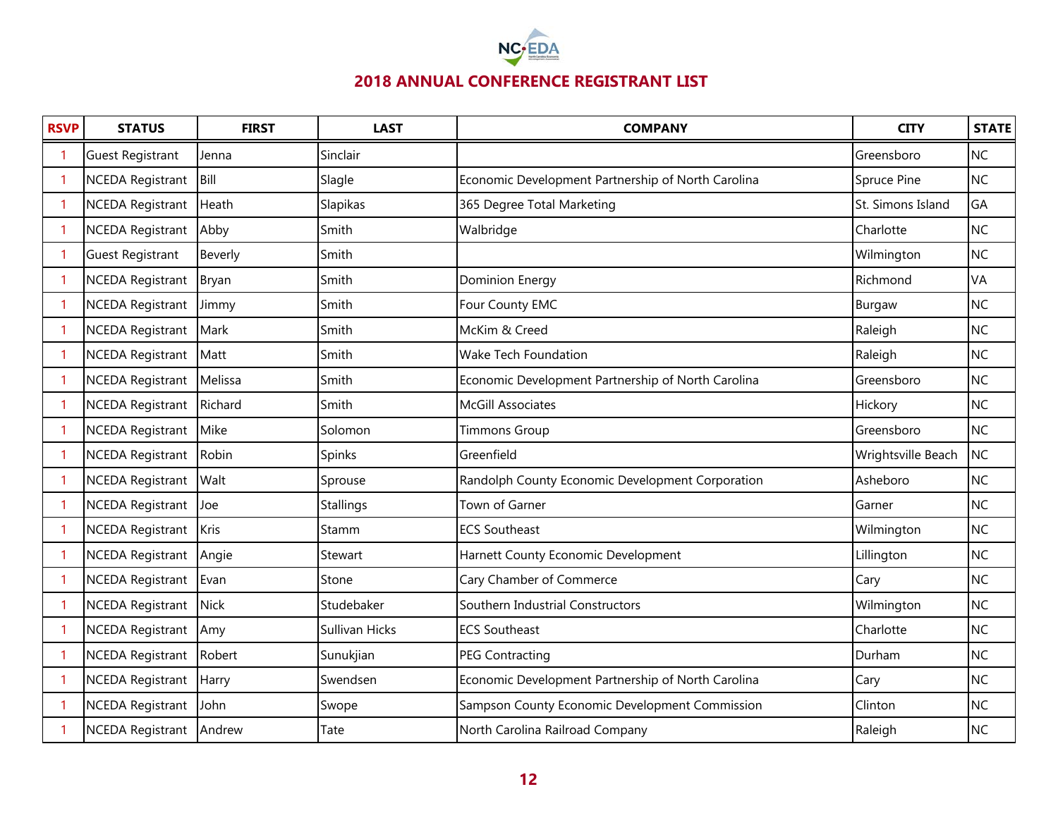## 2018 ANNUAL CONFERENCE REGISTRANT LIST

| RSVP | STATUS | FIRST | LAST | COMPANY | CITY | STATE |
|---|---|---|---|---|---|---|
| 1 | Guest Registrant | Jenna | Sinclair | | Greensboro | NC |
| 1 | NCEDA Registrant | Bill | Slagle | Economic Development Partnership of North Carolina | Spruce Pine | NC |
| 1 | NCEDA Registrant | Heath | Slapikas | 365 Degree Total Marketing | St. Simons Island | GA |
| 1 | NCEDA Registrant | Abby | Smith | Walbridge | Charlotte | NC |
| 1 | Guest Registrant | Beverly | Smith | | Wilmington | NC |
| 1 | NCEDA Registrant | Bryan | Smith | Dominion Energy | Richmond | VA |
| 1 | NCEDA Registrant | Jimmy | Smith | Four County EMC | Burgaw | NC |
| 1 | NCEDA Registrant | Mark | Smith | McKim & Creed | Raleigh | NC |
| 1 | NCEDA Registrant | Matt | Smith | Wake Tech Foundation | Raleigh | NC |
| 1 | NCEDA Registrant | Melissa | Smith | Economic Development Partnership of North Carolina | Greensboro | NC |
| 1 | NCEDA Registrant | Richard | Smith | McGill Associates | Hickory | NC |
| 1 | NCEDA Registrant | Mike | Solomon | Timmons Group | Greensboro | NC |
| 1 | NCEDA Registrant | Robin | Spinks | Greenfield | Wrightsville Beach | NC |
| 1 | NCEDA Registrant | Walt | Sprouse | Randolph County Economic Development Corporation | Asheboro | NC |
| 1 | NCEDA Registrant | Joe | Stallings | Town of Garner | Garner | NC |
| 1 | NCEDA Registrant | Kris | Stamm | ECS Southeast | Wilmington | NC |
| 1 | NCEDA Registrant | Angie | Stewart | Harnett County Economic Development | Lillington | NC |
| 1 | NCEDA Registrant | Evan | Stone | Cary Chamber of Commerce | Cary | NC |
| 1 | NCEDA Registrant | Nick | Studebaker | Southern Industrial Constructors | Wilmington | NC |
| 1 | NCEDA Registrant | Amy | Sullivan Hicks | ECS Southeast | Charlotte | NC |
| 1 | NCEDA Registrant | Robert | Sunukjian | PEG Contracting | Durham | NC |
| 1 | NCEDA Registrant | Harry | Swendsen | Economic Development Partnership of North Carolina | Cary | NC |
| 1 | NCEDA Registrant | John | Swope | Sampson County Economic Development Commission | Clinton | NC |
| 1 | NCEDA Registrant | Andrew | Tate | North Carolina Railroad Company | Raleigh | NC |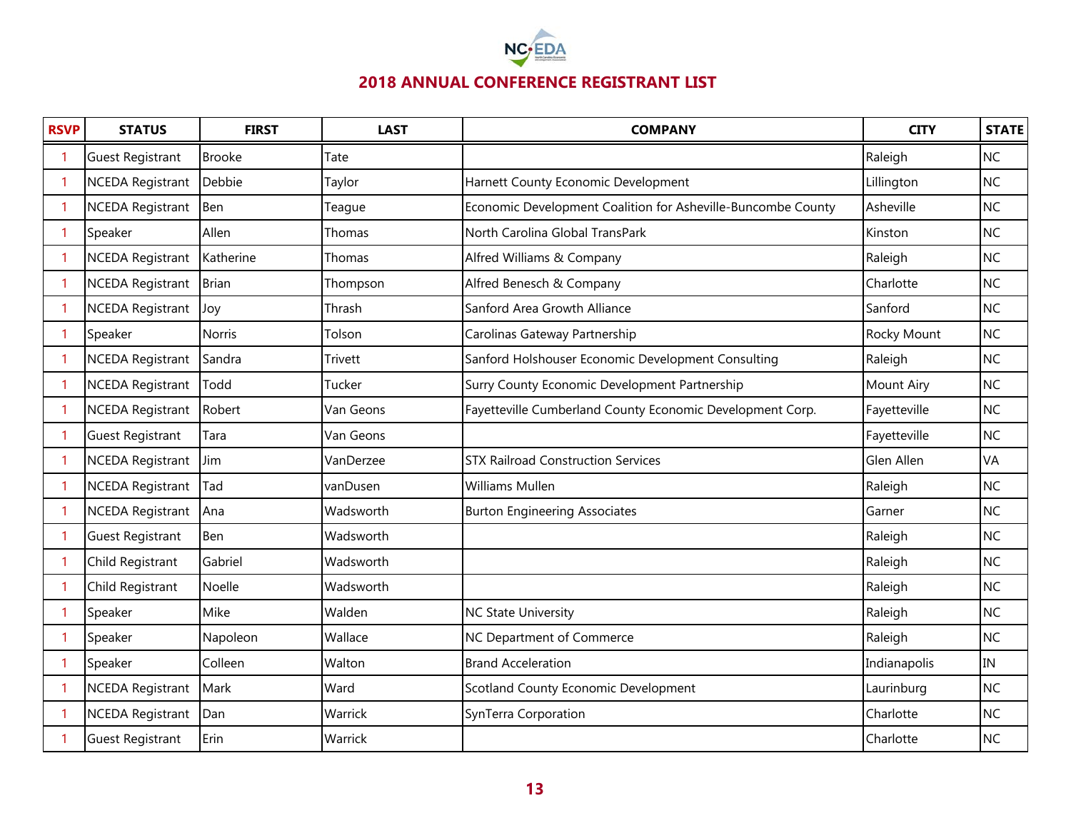# 2018 ANNUAL CONFERENCE REGISTRANT LIST

| RSVP | STATUS | FIRST | LAST | COMPANY | CITY | STATE |
|---|---|---|---|---|---|---|
| 1 | Guest Registrant | Brooke | Tate | | Raleigh | NC |
| 1 | NCEDA Registrant | Debbie | Taylor | Harnett County Economic Development | Lillington | NC |
| 1 | NCEDA Registrant | Ben | Teague | Economic Development Coalition for Asheville-Buncombe County | Asheville | NC |
| 1 | Speaker | Allen | Thomas | North Carolina Global TransPark | Kinston | NC |
| 1 | NCEDA Registrant | Katherine | Thomas | Alfred Williams & Company | Raleigh | NC |
| 1 | NCEDA Registrant | Brian | Thompson | Alfred Benesch & Company | Charlotte | NC |
| 1 | NCEDA Registrant | Joy | Thrash | Sanford Area Growth Alliance | Sanford | NC |
| 1 | Speaker | Norris | Tolson | Carolinas Gateway Partnership | Rocky Mount | NC |
| 1 | NCEDA Registrant | Sandra | Trivett | Sanford Holshouser Economic Development Consulting | Raleigh | NC |
| 1 | NCEDA Registrant | Todd | Tucker | Surry County Economic Development Partnership | Mount Airy | NC |
| 1 | NCEDA Registrant | Robert | Van Geons | Fayetteville Cumberland County Economic Development Corp. | Fayetteville | NC |
| 1 | Guest Registrant | Tara | Van Geons | | Fayetteville | NC |
| 1 | NCEDA Registrant | Jim | VanDerzee | STX Railroad Construction Services | Glen Allen | VA |
| 1 | NCEDA Registrant | Tad | vanDusen | Williams Mullen | Raleigh | NC |
| 1 | NCEDA Registrant | Ana | Wadsworth | Burton Engineering Associates | Garner | NC |
| 1 | Guest Registrant | Ben | Wadsworth | | Raleigh | NC |
| 1 | Child Registrant | Gabriel | Wadsworth | | Raleigh | NC |
| 1 | Child Registrant | Noelle | Wadsworth | | Raleigh | NC |
| 1 | Speaker | Mike | Walden | NC State University | Raleigh | NC |
| 1 | Speaker | Napoleon | Wallace | NC Department of Commerce | Raleigh | NC |
| 1 | Speaker | Colleen | Walton | Brand Acceleration | Indianapolis | IN |
| 1 | NCEDA Registrant | Mark | Ward | Scotland County Economic Development | Laurinburg | NC |
| 1 | NCEDA Registrant | Dan | Warrick | SynTerra Corporation | Charlotte | NC |
| 1 | Guest Registrant | Erin | Warrick | | Charlotte | NC |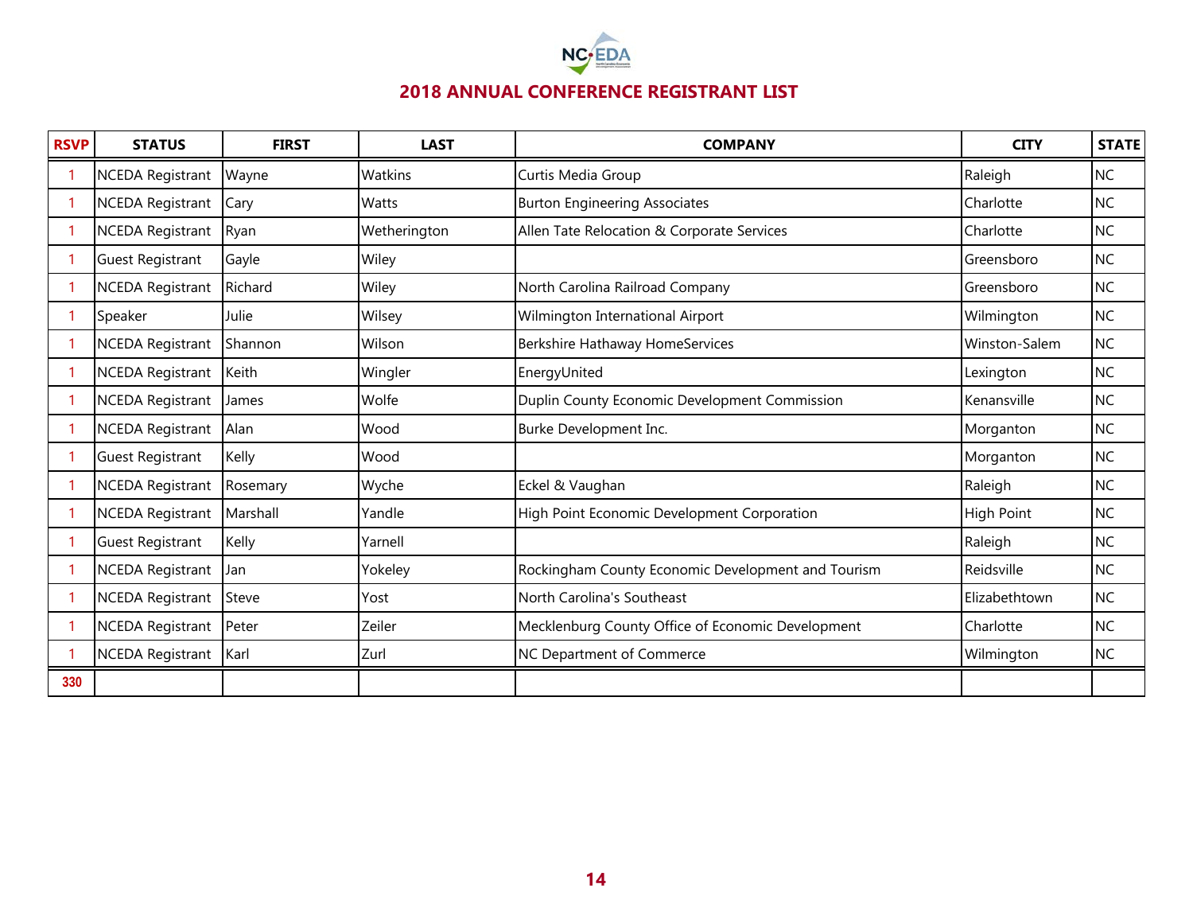## 2018 ANNUAL CONFERENCE REGISTRANT LIST

| RSVP | STATUS | FIRST | LAST | COMPANY | CITY | STATE |
|---|---|---|---|---|---|---|
| 1 | NCEDA Registrant | Wayne | Watkins | Curtis Media Group | Raleigh | NC |
| 1 | NCEDA Registrant | Cary | Watts | Burton Engineering Associates | Charlotte | NC |
| 1 | NCEDA Registrant | Ryan | Wetherington | Allen Tate Relocation & Corporate Services | Charlotte | NC |
| 1 | Guest Registrant | Gayle | Wiley | | Greensboro | NC |
| 1 | NCEDA Registrant | Richard | Wiley | North Carolina Railroad Company | Greensboro | NC |
| 1 | Speaker | Julie | Wilsey | Wilmington International Airport | Wilmington | NC |
| 1 | NCEDA Registrant | Shannon | Wilson | Berkshire Hathaway HomeServices | Winston-Salem | NC |
| 1 | NCEDA Registrant | Keith | Wingler | EnergyUnited | Lexington | NC |
| 1 | NCEDA Registrant | James | Wolfe | Duplin County Economic Development Commission | Kenansville | NC |
| 1 | NCEDA Registrant | Alan | Wood | Burke Development Inc. | Morganton | NC |
| 1 | Guest Registrant | Kelly | Wood | | Morganton | NC |
| 1 | NCEDA Registrant | Rosemary | Wyche | Eckel & Vaughan | Raleigh | NC |
| 1 | NCEDA Registrant | Marshall | Yandle | High Point Economic Development Corporation | High Point | NC |
| 1 | Guest Registrant | Kelly | Yarnell | | Raleigh | NC |
| 1 | NCEDA Registrant | Jan | Yokeley | Rockingham County Economic Development and Tourism | Reidsville | NC |
| 1 | NCEDA Registrant | Steve | Yost | North Carolina's Southeast | Elizabethtown | NC |
| 1 | NCEDA Registrant | Peter | Zeiler | Mecklenburg County Office of Economic Development | Charlotte | NC |
| 1 | NCEDA Registrant | Karl | Zurl | NC Department of Commerce | Wilmington | NC |
| 330 | | | | | | |